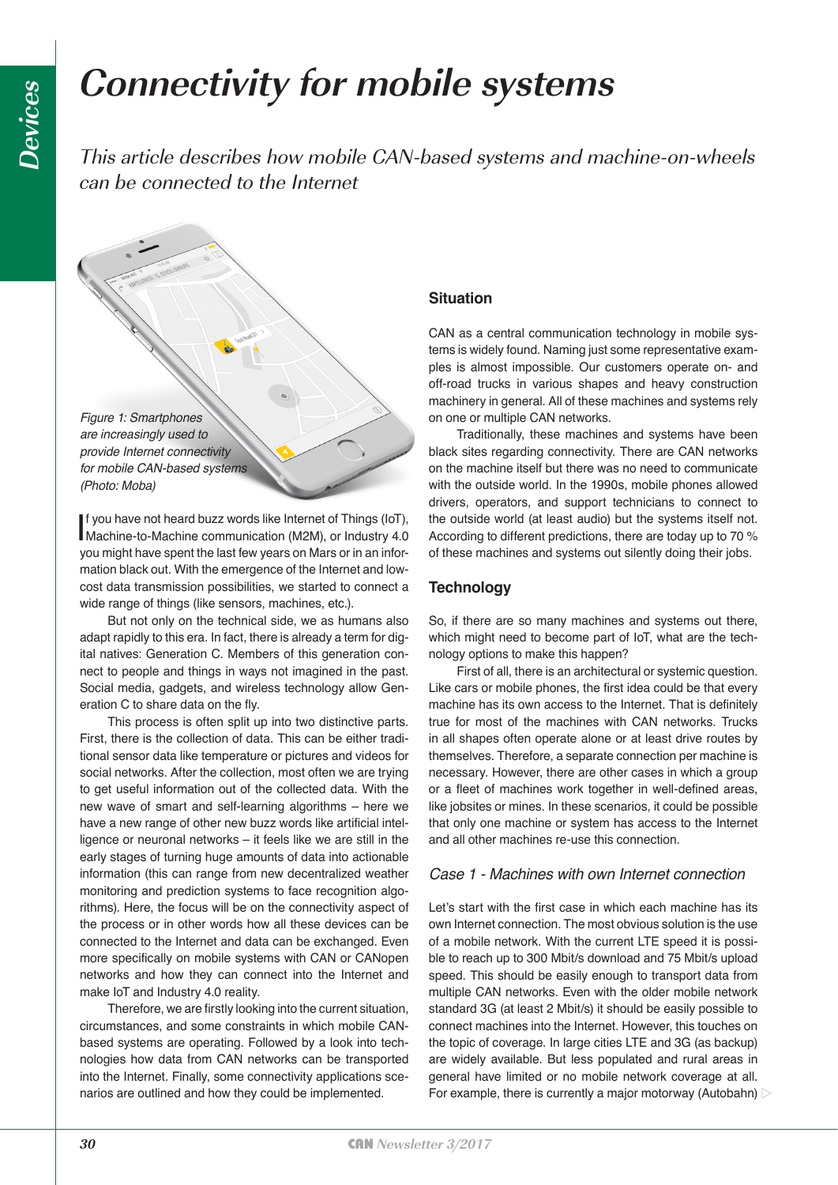# Connectivity for mobile systems

*This article describes how mobile CAN-based systems and machine-on-wheels can be connected to the Internet*

*Figure 1: Smartphones are increasingly used to provide Internet connectivity for mobile CAN-based systems (Photo: Moba)*

If you have not heard buzz words like Internet of Things (IoT), Machine-to-Machine communication (M2M), or Industry 4.0 you might have spent the last few years on Mars or in an information black out. With the emergence of the Internet and low-cost data transmission possibilities, we started to connect a wide range of things (like sensors, machines, etc.).

But not only on the technical side, we as humans also adapt rapidly to this era. In fact, there is already a term for digital natives: Generation C. Members of this generation connect to people and things in ways not imagined in the past. Social media, gadgets, and wireless technology allow Generation C to share data on the fly.

This process is often split up into two distinctive parts. First, there is the collection of data. This can be either traditional sensor data like temperature or pictures and videos for social networks. After the collection, most often we are trying to get useful information out of the collected data. With the new wave of smart and self-learning algorithms – here we have a new range of other new buzz words like artificial intelligence or neuronal networks – it feels like we are still in the early stages of turning huge amounts of data into actionable information (this can range from new decentralized weather monitoring and prediction systems to face recognition algorithms). Here, the focus will be on the connectivity aspect of the process or in other words how all these devices can be connected to the Internet and data can be exchanged. Even more specifically on mobile systems with CAN or CANopen networks and how they can connect into the Internet and make IoT and Industry 4.0 reality.

Therefore, we are firstly looking into the current situation, circumstances, and some constraints in which mobile CAN-based systems are operating. Followed by a look into technologies how data from CAN networks can be transported into the Internet. Finally, some connectivity applications scenarios are outlined and how they could be implemented.

## Situation

CAN as a central communication technology in mobile systems is widely found. Naming just some representative examples is almost impossible. Our customers operate on- and off-road trucks in various shapes and heavy construction machinery in general. All of these machines and systems rely on one or multiple CAN networks.

Traditionally, these machines and systems have been black sites regarding connectivity. There are CAN networks on the machine itself but there was no need to communicate with the outside world. In the 1990s, mobile phones allowed drivers, operators, and support technicians to connect to the outside world (at least audio) but the systems itself not. According to different predictions, there are today up to 70 % of these machines and systems out silently doing their jobs.

## Technology

So, if there are so many machines and systems out there, which might need to become part of IoT, what are the technology options to make this happen?

First of all, there is an architectural or systemic question. Like cars or mobile phones, the first idea could be that every machine has its own access to the Internet. That is definitely true for most of the machines with CAN networks. Trucks in all shapes often operate alone or at least drive routes by themselves. Therefore, a separate connection per machine is necessary. However, there are other cases in which a group or a fleet of machines work together in well-defined areas, like jobsites or mines. In these scenarios, it could be possible that only one machine or system has access to the Internet and all other machines re-use this connection.

### *Case 1 - Machines with own Internet connection*

Let's start with the first case in which each machine has its own Internet connection. The most obvious solution is the use of a mobile network. With the current LTE speed it is possible to reach up to 300 Mbit/s download and 75 Mbit/s upload speed. This should be easily enough to transport data from multiple CAN networks. Even with the older mobile network standard 3G (at least 2 Mbit/s) it should be easily possible to connect machines into the Internet. However, this touches on the topic of coverage. In large cities LTE and 3G (as backup) are widely available. But less populated and rural areas in general have limited or no mobile network coverage at all. For example, there is currently a major motorway (Autobahn)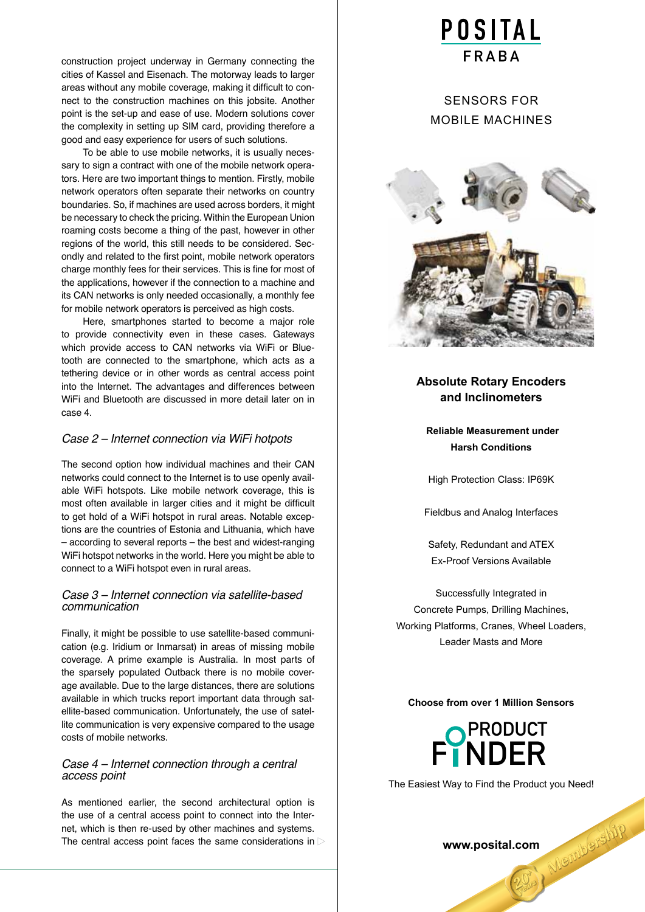construction project underway in Germany connecting the cities of Kassel and Eisenach. The motorway leads to larger areas without any mobile coverage, making it difficult to connect to the construction machines on this jobsite. Another point is the set-up and ease of use. Modern solutions cover the complexity in setting up SIM card, providing therefore a good and easy experience for users of such solutions.

To be able to use mobile networks, it is usually necessary to sign a contract with one of the mobile network operators. Here are two important things to mention. Firstly, mobile network operators often separate their networks on country boundaries. So, if machines are used across borders, it might be necessary to check the pricing. Within the European Union roaming costs become a thing of the past, however in other regions of the world, this still needs to be considered. Secondly and related to the first point, mobile network operators charge monthly fees for their services. This is fine for most of the applications, however if the connection to a machine and its CAN networks is only needed occasionally, a monthly fee for mobile network operators is perceived as high costs.

Here, smartphones started to become a major role to provide connectivity even in these cases. Gateways which provide access to CAN networks via WiFi or Bluetooth are connected to the smartphone, which acts as a tethering device or in other words as central access point into the Internet. The advantages and differences between WiFi and Bluetooth are discussed in more detail later on in case 4.

### *Case 2 – Internet connection via WiFi hotpots*

The second option how individual machines and their CAN networks could connect to the Internet is to use openly available WiFi hotspots. Like mobile network coverage, this is most often available in larger cities and it might be difficult to get hold of a WiFi hotspot in rural areas. Notable exceptions are the countries of Estonia and Lithuania, which have – according to several reports – the best and widest-ranging WiFi hotspot networks in the world. Here you might be able to connect to a WiFi hotspot even in rural areas.

### *Case 3 – Internet connection via satellite-based communication*

Finally, it might be possible to use satellite-based communication (e.g. Iridium or Inmarsat) in areas of missing mobile coverage. A prime example is Australia. In most parts of the sparsely populated Outback there is no mobile coverage available. Due to the large distances, there are solutions available in which trucks report important data through satellite-based communication. Unfortunately, the use of satellite communication is very expensive compared to the usage costs of mobile networks.

### *Case 4 – Internet connection through a central access point*

As mentioned earlier, the second architectural option is the use of a central access point to connect into the Internet, which is then re-used by other machines and systems. The central access point faces the same considerations in

POSITAL FRABA

SENSORS FOR MOBILE MACHINES

**Absolute Rotary Encoders and Inclinometers**

**Reliable Measurement under Harsh Conditions**

High Protection Class: IP69K

Fieldbus and Analog Interfaces

Safety, Redundant and ATEX Ex-Proof Versions Available

Successfully Integrated in Concrete Pumps, Drilling Machines, Working Platforms, Cranes, Wheel Loaders, Leader Masts and More

**Choose from over 1 Million Sensors**

PRODUCT FINDER

The Easiest Way to Find the Product you Need!

**www.posital.com**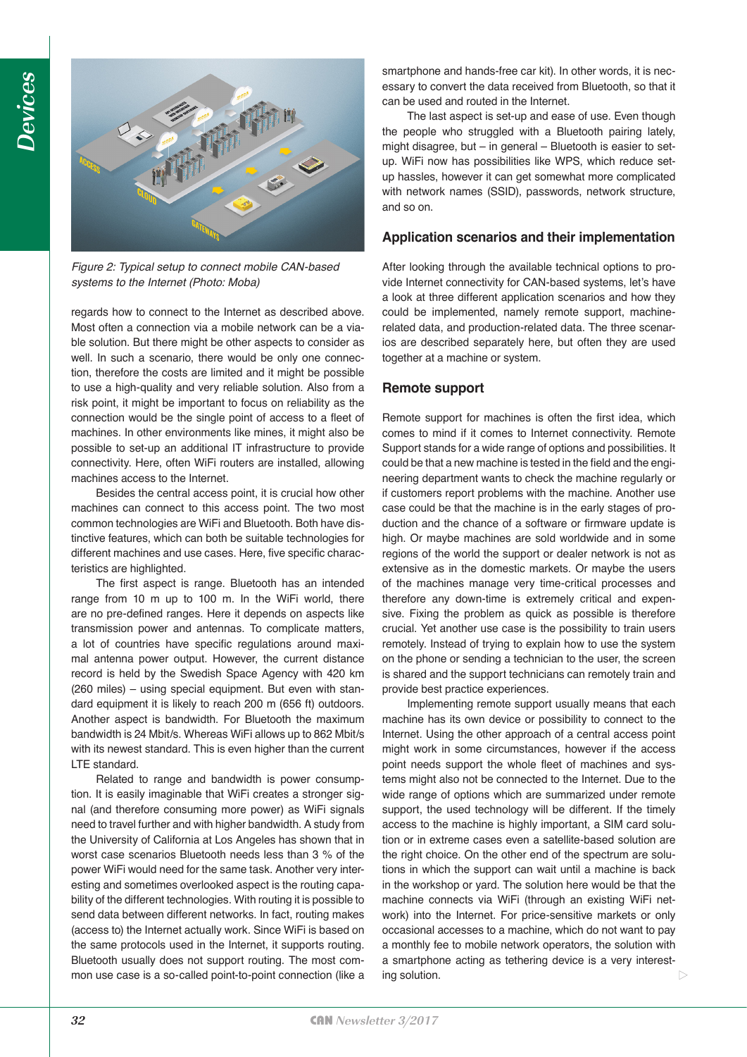*Figure 2: Typical setup to connect mobile CAN-based systems to the Internet (Photo: Moba)*

regards how to connect to the Internet as described above. Most often a connection via a mobile network can be a viable solution. But there might be other aspects to consider as well. In such a scenario, there would be only one connection, therefore the costs are limited and it might be possible to use a high-quality and very reliable solution. Also from a risk point, it might be important to focus on reliability as the connection would be the single point of access to a fleet of machines. In other environments like mines, it might also be possible to set-up an additional IT infrastructure to provide connectivity. Here, often WiFi routers are installed, allowing machines access to the Internet.

Besides the central access point, it is crucial how other machines can connect to this access point. The two most common technologies are WiFi and Bluetooth. Both have distinctive features, which can both be suitable technologies for different machines and use cases. Here, five specific characteristics are highlighted.

The first aspect is range. Bluetooth has an intended range from 10 m up to 100 m. In the WiFi world, there are no pre-defined ranges. Here it depends on aspects like transmission power and antennas. To complicate matters, a lot of countries have specific regulations around maximal antenna power output. However, the current distance record is held by the Swedish Space Agency with 420 km (260 miles) – using special equipment. But even with standard equipment it is likely to reach 200 m (656 ft) outdoors. Another aspect is bandwidth. For Bluetooth the maximum bandwidth is 24 Mbit/s. Whereas WiFi allows up to 862 Mbit/s with its newest standard. This is even higher than the current LTE standard.

Related to range and bandwidth is power consumption. It is easily imaginable that WiFi creates a stronger signal (and therefore consuming more power) as WiFi signals need to travel further and with higher bandwidth. A study from the University of California at Los Angeles has shown that in worst case scenarios Bluetooth needs less than 3 % of the power WiFi would need for the same task. Another very interesting and sometimes overlooked aspect is the routing capability of the different technologies. With routing it is possible to send data between different networks. In fact, routing makes (access to) the Internet actually work. Since WiFi is based on the same protocols used in the Internet, it supports routing. Bluetooth usually does not support routing. The most common use case is a so-called point-to-point connection (like a smartphone and hands-free car kit). In other words, it is necessary to convert the data received from Bluetooth, so that it can be used and routed in the Internet.

The last aspect is set-up and ease of use. Even though the people who struggled with a Bluetooth pairing lately, might disagree, but – in general – Bluetooth is easier to set-up. WiFi now has possibilities like WPS, which reduce set-up hassles, however it can get somewhat more complicated with network names (SSID), passwords, network structure, and so on.

## Application scenarios and their implementation

After looking through the available technical options to provide Internet connectivity for CAN-based systems, let's have a look at three different application scenarios and how they could be implemented, namely remote support, machine-related data, and production-related data. The three scenarios are described separately here, but often they are used together at a machine or system.

## Remote support

Remote support for machines is often the first idea, which comes to mind if it comes to Internet connectivity. Remote Support stands for a wide range of options and possibilities. It could be that a new machine is tested in the field and the engineering department wants to check the machine regularly or if customers report problems with the machine. Another use case could be that the machine is in the early stages of production and the chance of a software or firmware update is high. Or maybe machines are sold worldwide and in some regions of the world the support or dealer network is not as extensive as in the domestic markets. Or maybe the users of the machines manage very time-critical processes and therefore any down-time is extremely critical and expensive. Fixing the problem as quick as possible is therefore crucial. Yet another use case is the possibility to train users remotely. Instead of trying to explain how to use the system on the phone or sending a technician to the user, the screen is shared and the support technicians can remotely train and provide best practice experiences.

Implementing remote support usually means that each machine has its own device or possibility to connect to the Internet. Using the other approach of a central access point might work in some circumstances, however if the access point needs support the whole fleet of machines and systems might also not be connected to the Internet. Due to the wide range of options which are summarized under remote support, the used technology will be different. If the timely access to the machine is highly important, a SIM card solution or in extreme cases even a satellite-based solution are the right choice. On the other end of the spectrum are solutions in which the support can wait until a machine is back in the workshop or yard. The solution here would be that the machine connects via WiFi (through an existing WiFi network) into the Internet. For price-sensitive markets or only occasional accesses to a machine, which do not want to pay a monthly fee to mobile network operators, the solution with a smartphone acting as tethering device is a very interesting solution.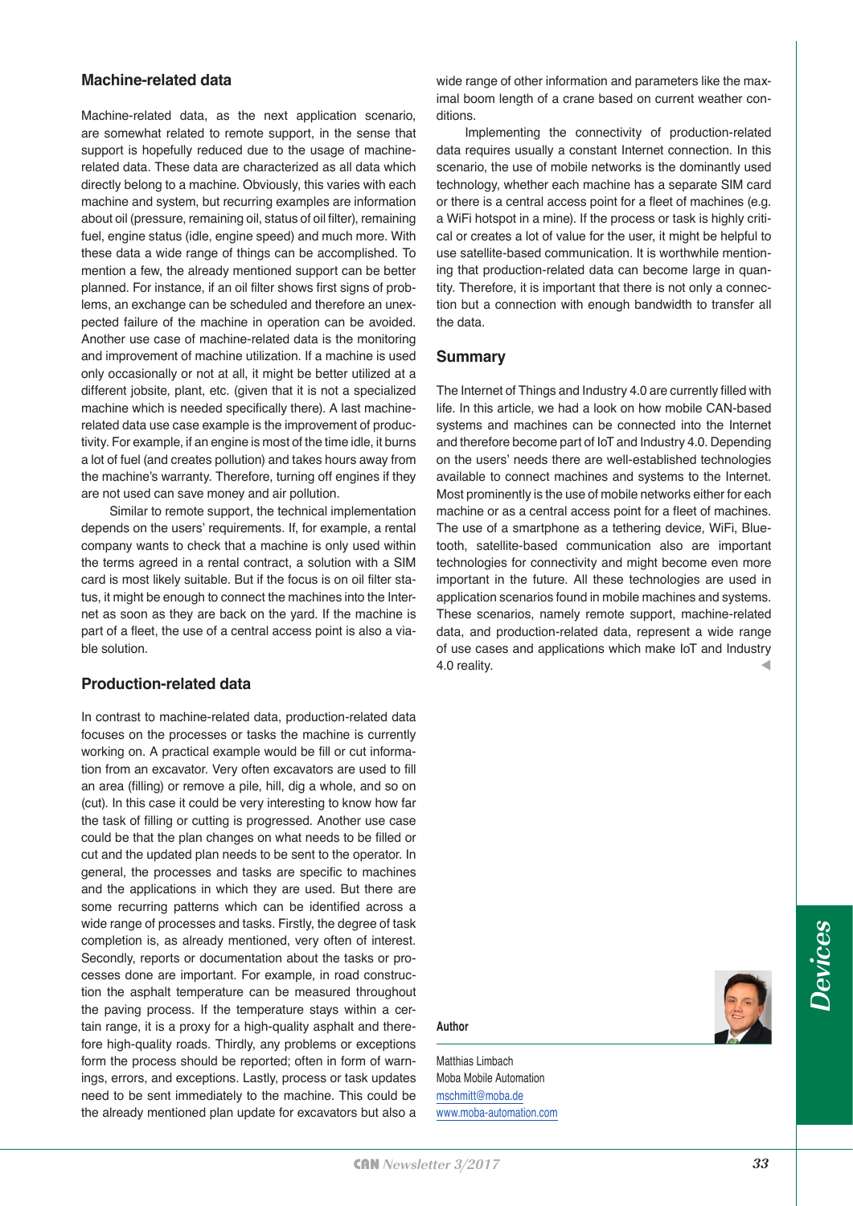## Machine-related data

Machine-related data, as the next application scenario, are somewhat related to remote support, in the sense that support is hopefully reduced due to the usage of machine-related data. These data are characterized as all data which directly belong to a machine. Obviously, this varies with each machine and system, but recurring examples are information about oil (pressure, remaining oil, status of oil filter), remaining fuel, engine status (idle, engine speed) and much more. With these data a wide range of things can be accomplished. To mention a few, the already mentioned support can be better planned. For instance, if an oil filter shows first signs of problems, an exchange can be scheduled and therefore an unexpected failure of the machine in operation can be avoided. Another use case of machine-related data is the monitoring and improvement of machine utilization. If a machine is used only occasionally or not at all, it might be better utilized at a different jobsite, plant, etc. (given that it is not a specialized machine which is needed specifically there). A last machine-related data use case example is the improvement of productivity. For example, if an engine is most of the time idle, it burns a lot of fuel (and creates pollution) and takes hours away from the machine's warranty. Therefore, turning off engines if they are not used can save money and air pollution.

Similar to remote support, the technical implementation depends on the users' requirements. If, for example, a rental company wants to check that a machine is only used within the terms agreed in a rental contract, a solution with a SIM card is most likely suitable. But if the focus is on oil filter status, it might be enough to connect the machines into the Internet as soon as they are back on the yard. If the machine is part of a fleet, the use of a central access point is also a viable solution.

## Production-related data

In contrast to machine-related data, production-related data focuses on the processes or tasks the machine is currently working on. A practical example would be fill or cut information from an excavator. Very often excavators are used to fill an area (filling) or remove a pile, hill, dig a whole, and so on (cut). In this case it could be very interesting to know how far the task of filling or cutting is progressed. Another use case could be that the plan changes on what needs to be filled or cut and the updated plan needs to be sent to the operator. In general, the processes and tasks are specific to machines and the applications in which they are used. But there are some recurring patterns which can be identified across a wide range of processes and tasks. Firstly, the degree of task completion is, as already mentioned, very often of interest. Secondly, reports or documentation about the tasks or processes done are important. For example, in road construction the asphalt temperature can be measured throughout the paving process. If the temperature stays within a certain range, it is a proxy for a high-quality asphalt and therefore high-quality roads. Thirdly, any problems or exceptions form the process should be reported; often in form of warnings, errors, and exceptions. Lastly, process or task updates need to be sent immediately to the machine. This could be the already mentioned plan update for excavators but also a wide range of other information and parameters like the maximal boom length of a crane based on current weather conditions.

Implementing the connectivity of production-related data requires usually a constant Internet connection. In this scenario, the use of mobile networks is the dominantly used technology, whether each machine has a separate SIM card or there is a central access point for a fleet of machines (e.g. a WiFi hotspot in a mine). If the process or task is highly critical or creates a lot of value for the user, it might be helpful to use satellite-based communication. It is worthwhile mentioning that production-related data can become large in quantity. Therefore, it is important that there is not only a connection but a connection with enough bandwidth to transfer all the data.

## Summary

The Internet of Things and Industry 4.0 are currently filled with life. In this article, we had a look on how mobile CAN-based systems and machines can be connected into the Internet and therefore become part of IoT and Industry 4.0. Depending on the users' needs there are well-established technologies available to connect machines and systems to the Internet. Most prominently is the use of mobile networks either for each machine or as a central access point for a fleet of machines. The use of a smartphone as a tethering device, WiFi, Bluetooth, satellite-based communication also are important technologies for connectivity and might become even more important in the future. All these technologies are used in application scenarios found in mobile machines and systems. These scenarios, namely remote support, machine-related data, and production-related data, represent a wide range of use cases and applications which make IoT and Industry 4.0 reality.

**Author**

Matthias Limbach
Moba Mobile Automation
mschmitt@moba.de
www.moba-automation.com